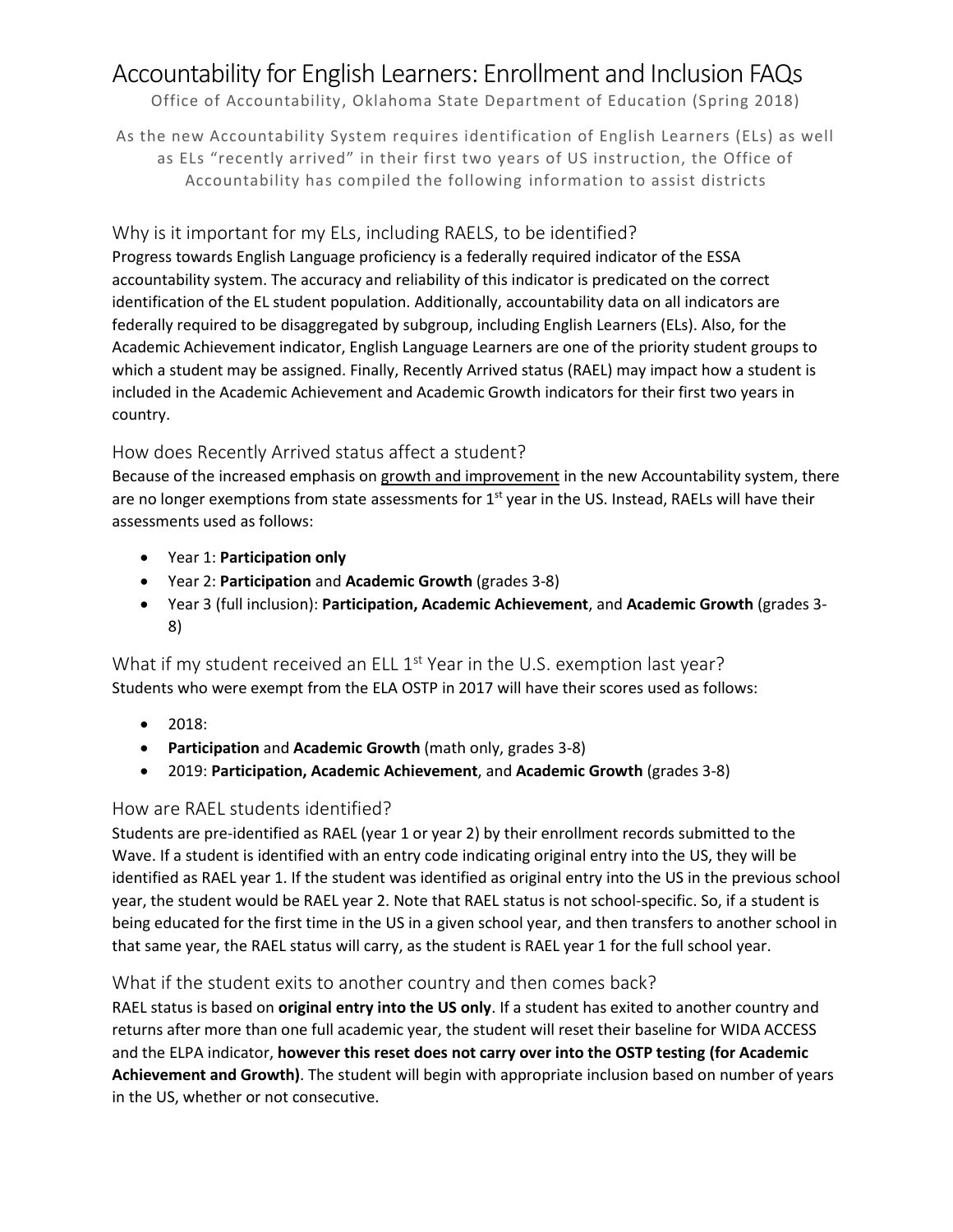# Accountability for English Learners: Enrollment and Inclusion FAQs

Office of Accountability, Oklahoma State Department of Education (Spring 2018)

As the new Accountability System requires identification of English Learners (ELs) as well as ELs "recently arrived" in their first two years of US instruction, the Office of Accountability has compiled the following information to assist districts

## Why is it important for my ELs, including RAELS, to be identified?

Progress towards English Language proficiency is a federally required indicator of the ESSA accountability system. The accuracy and reliability of this indicator is predicated on the correct identification of the EL student population. Additionally, accountability data on all indicators are federally required to be disaggregated by subgroup, including English Learners (ELs). Also, for the Academic Achievement indicator, English Language Learners are one of the priority student groups to which a student may be assigned. Finally, Recently Arrived status (RAEL) may impact how a student is included in the Academic Achievement and Academic Growth indicators for their first two years in country.

## How does Recently Arrived status affect a student?

Because of the increased emphasis on growth and improvement in the new Accountability system, there are no longer exemptions from state assessments for 1st year in the US. Instead, RAELs will have their assessments used as follows:

- Year 1: **Participation only**
- Year 2: **Participation** and **Academic Growth** (grades 3-8)
- Year 3 (full inclusion): **Participation, Academic Achievement**, and **Academic Growth** (grades 3-8)

## What if my student received an ELL 1st Year in the U.S. exemption last year?

Students who were exempt from the ELA OSTP in 2017 will have their scores used as follows:

- 2018:
- **Participation** and **Academic Growth** (math only, grades 3-8)
- 2019: **Participation, Academic Achievement**, and **Academic Growth** (grades 3-8)

## How are RAEL students identified?

Students are pre-identified as RAEL (year 1 or year 2) by their enrollment records submitted to the Wave. If a student is identified with an entry code indicating original entry into the US, they will be identified as RAEL year 1. If the student was identified as original entry into the US in the previous school year, the student would be RAEL year 2. Note that RAEL status is not school-specific. So, if a student is being educated for the first time in the US in a given school year, and then transfers to another school in that same year, the RAEL status will carry, as the student is RAEL year 1 for the full school year.

## What if the student exits to another country and then comes back?

RAEL status is based on **original entry into the US only**. If a student has exited to another country and returns after more than one full academic year, the student will reset their baseline for WIDA ACCESS and the ELPA indicator, **however this reset does not carry over into the OSTP testing (for Academic Achievement and Growth)**. The student will begin with appropriate inclusion based on number of years in the US, whether or not consecutive.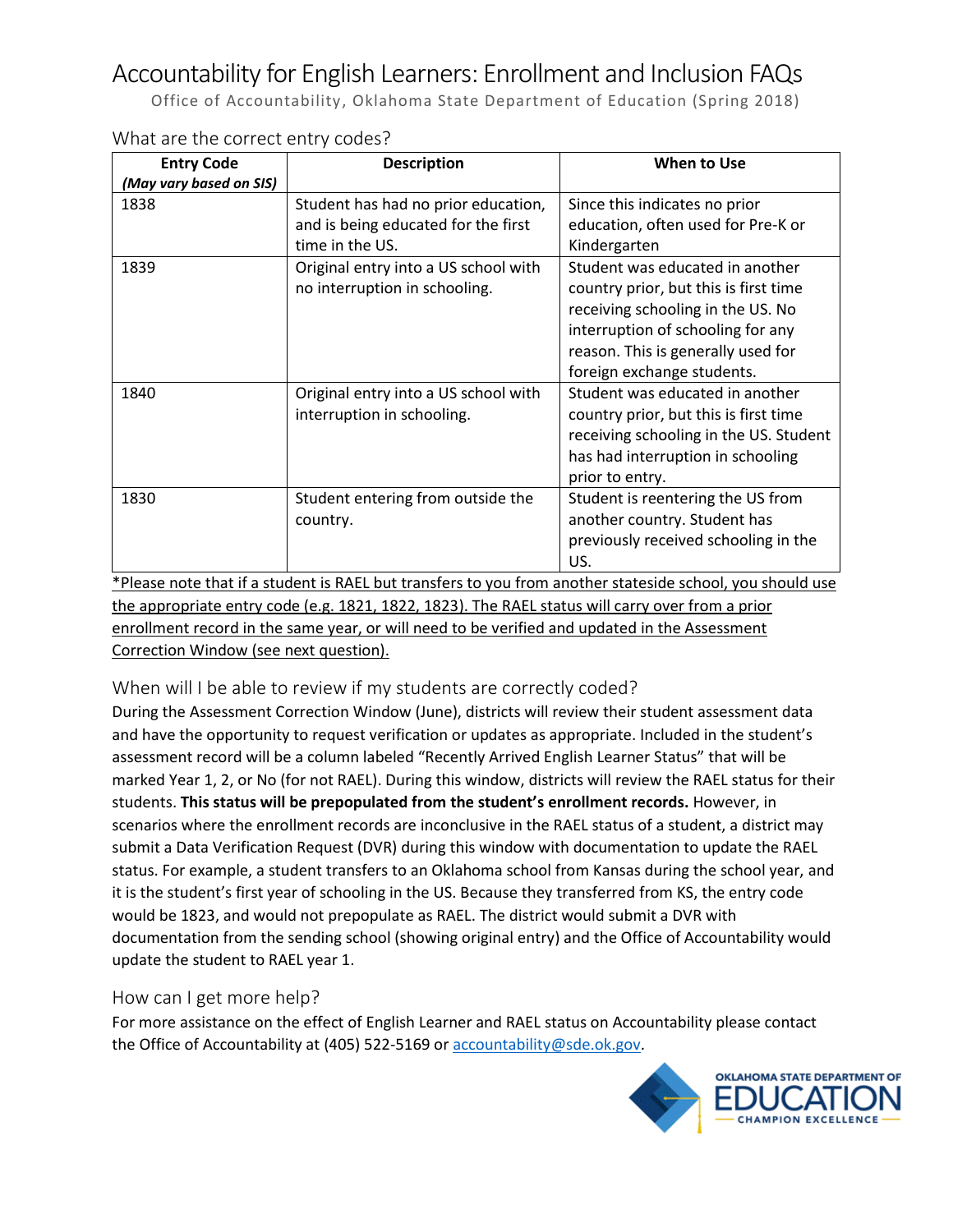# Accountability for English Learners: Enrollment and Inclusion FAQs

Office of Accountability, Oklahoma State Department of Education (Spring 2018)

## What are the correct entry codes?

| **Entry Code** *(May vary based on SIS)* | **Description** | **When to Use** |
|---|---|---|
| 1838 | Student has had no prior education, and is being educated for the first time in the US. | Since this indicates no prior education, often used for Pre-K or Kindergarten |
| 1839 | Original entry into a US school with no interruption in schooling. | Student was educated in another country prior, but this is first time receiving schooling in the US. No interruption of schooling for any reason. This is generally used for foreign exchange students. |
| 1840 | Original entry into a US school with interruption in schooling. | Student was educated in another country prior, but this is first time receiving schooling in the US. Student has had interruption in schooling prior to entry. |
| 1830 | Student entering from outside the country. | Student is reentering the US from another country. Student has previously received schooling in the US. |

*Please note that if a student is RAEL but transfers to you from another stateside school, you should use the appropriate entry code (e.g. 1821, 1822, 1823). The RAEL status will carry over from a prior enrollment record in the same year, or will need to be verified and updated in the Assessment Correction Window (see next question).

## When will I be able to review if my students are correctly coded?

During the Assessment Correction Window (June), districts will review their student assessment data and have the opportunity to request verification or updates as appropriate. Included in the student's assessment record will be a column labeled "Recently Arrived English Learner Status" that will be marked Year 1, 2, or No (for not RAEL). During this window, districts will review the RAEL status for their students. **This status will be prepopulated from the student's enrollment records.** However, in scenarios where the enrollment records are inconclusive in the RAEL status of a student, a district may submit a Data Verification Request (DVR) during this window with documentation to update the RAEL status. For example, a student transfers to an Oklahoma school from Kansas during the school year, and it is the student's first year of schooling in the US. Because they transferred from KS, the entry code would be 1823, and would not prepopulate as RAEL. The district would submit a DVR with documentation from the sending school (showing original entry) and the Office of Accountability would update the student to RAEL year 1.

## How can I get more help?

For more assistance on the effect of English Learner and RAEL status on Accountability please contact the Office of Accountability at (405) 522-5169 or accountability@sde.ok.gov.

OKLAHOMA STATE DEPARTMENT OF EDUCATION — CHAMPION EXCELLENCE